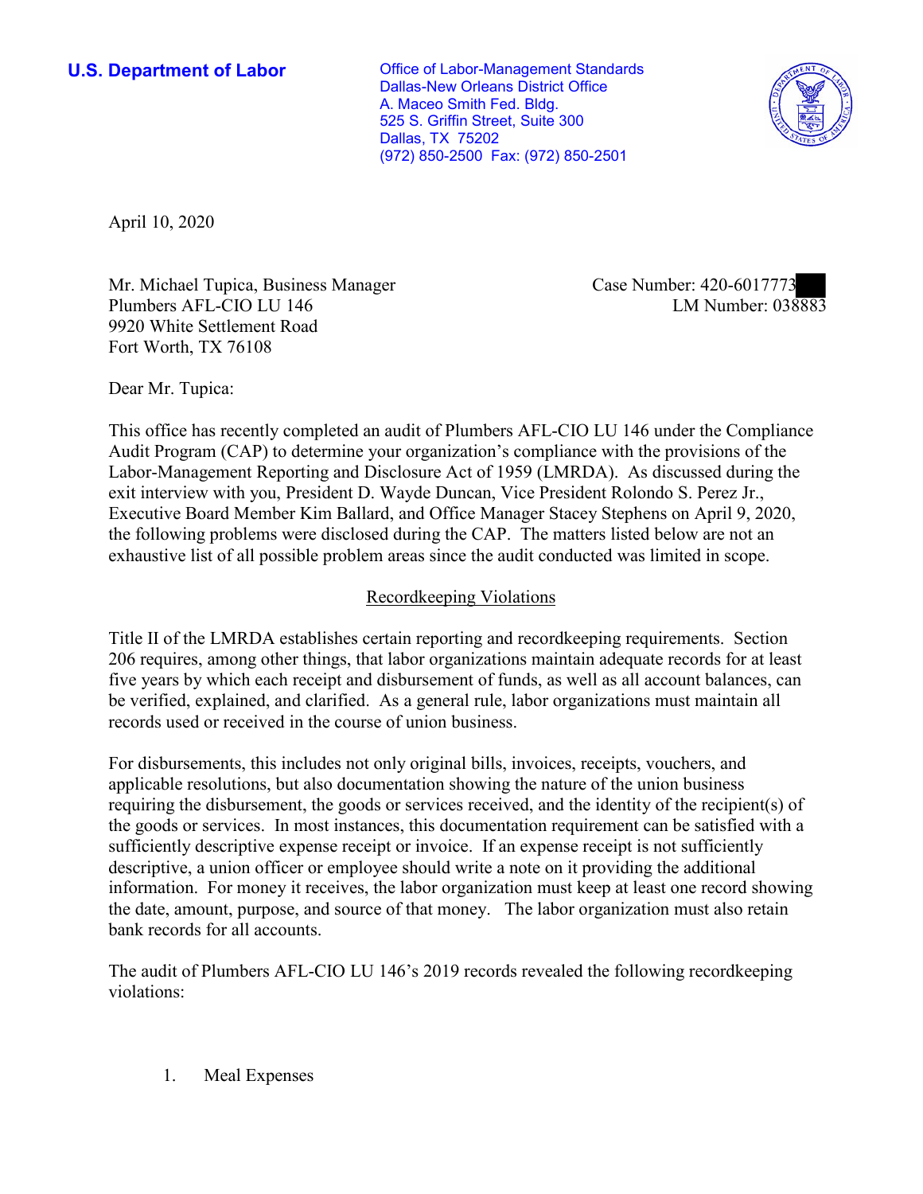**U.S. Department of Labor**

Office of Labor-Management Standards
Dallas-New Orleans District Office
A. Maceo Smith Fed. Bldg.
525 S. Griffin Street, Suite 300
Dallas, TX 75202
(972) 850-2500 Fax: (972) 850-2501

April 10, 2020

Mr. Michael Tupica, Business Manager
Plumbers AFL-CIO LU 146
9920 White Settlement Road
Fort Worth, TX 76108

Case Number: 420-6017773
LM Number: 038883

Dear Mr. Tupica:

This office has recently completed an audit of Plumbers AFL-CIO LU 146 under the Compliance Audit Program (CAP) to determine your organization's compliance with the provisions of the Labor-Management Reporting and Disclosure Act of 1959 (LMRDA). As discussed during the exit interview with you, President D. Wayde Duncan, Vice President Rolondo S. Perez Jr., Executive Board Member Kim Ballard, and Office Manager Stacey Stephens on April 9, 2020, the following problems were disclosed during the CAP. The matters listed below are not an exhaustive list of all possible problem areas since the audit conducted was limited in scope.

## Recordkeeping Violations

Title II of the LMRDA establishes certain reporting and recordkeeping requirements. Section 206 requires, among other things, that labor organizations maintain adequate records for at least five years by which each receipt and disbursement of funds, as well as all account balances, can be verified, explained, and clarified. As a general rule, labor organizations must maintain all records used or received in the course of union business.

For disbursements, this includes not only original bills, invoices, receipts, vouchers, and applicable resolutions, but also documentation showing the nature of the union business requiring the disbursement, the goods or services received, and the identity of the recipient(s) of the goods or services. In most instances, this documentation requirement can be satisfied with a sufficiently descriptive expense receipt or invoice. If an expense receipt is not sufficiently descriptive, a union officer or employee should write a note on it providing the additional information. For money it receives, the labor organization must keep at least one record showing the date, amount, purpose, and source of that money. The labor organization must also retain bank records for all accounts.

The audit of Plumbers AFL-CIO LU 146's 2019 records revealed the following recordkeeping violations:

1. Meal Expenses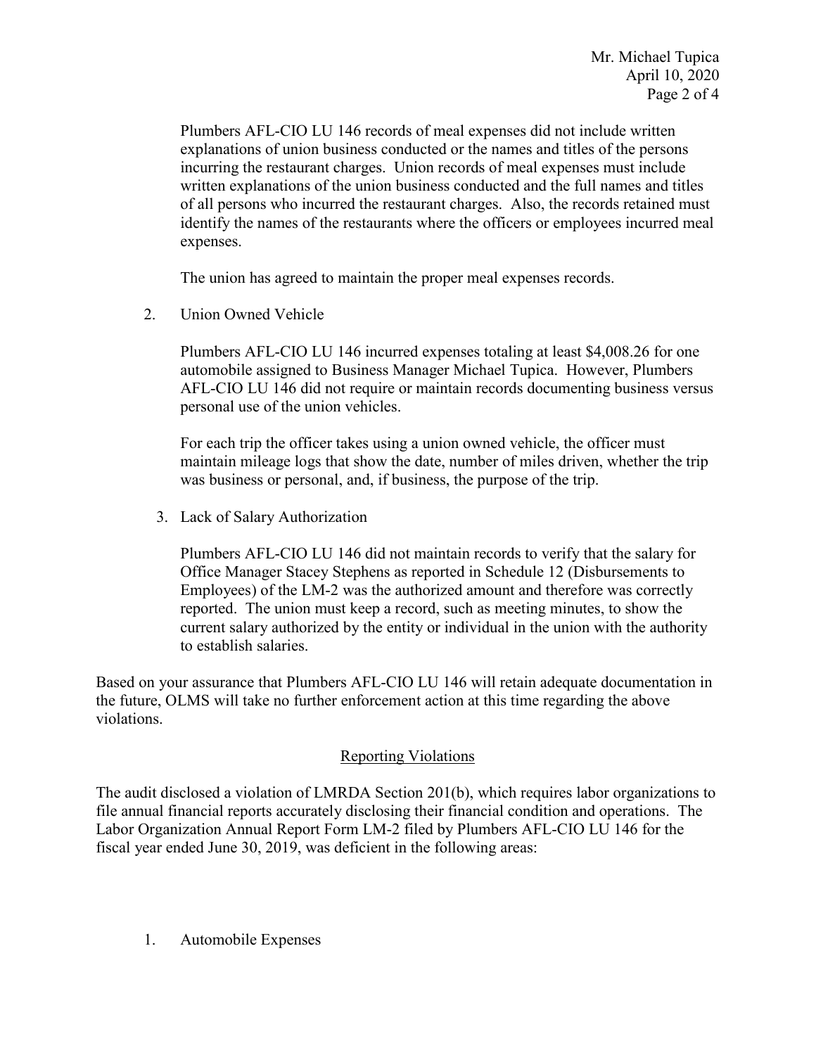Plumbers AFL-CIO LU 146 records of meal expenses did not include written explanations of union business conducted or the names and titles of the persons incurring the restaurant charges. Union records of meal expenses must include written explanations of the union business conducted and the full names and titles of all persons who incurred the restaurant charges. Also, the records retained must identify the names of the restaurants where the officers or employees incurred meal expenses.

The union has agreed to maintain the proper meal expenses records.

2. Union Owned Vehicle

   Plumbers AFL-CIO LU 146 incurred expenses totaling at least $4,008.26 for one automobile assigned to Business Manager Michael Tupica. However, Plumbers AFL-CIO LU 146 did not require or maintain records documenting business versus personal use of the union vehicles.

   For each trip the officer takes using a union owned vehicle, the officer must maintain mileage logs that show the date, number of miles driven, whether the trip was business or personal, and, if business, the purpose of the trip.

3. Lack of Salary Authorization

   Plumbers AFL-CIO LU 146 did not maintain records to verify that the salary for Office Manager Stacey Stephens as reported in Schedule 12 (Disbursements to Employees) of the LM-2 was the authorized amount and therefore was correctly reported. The union must keep a record, such as meeting minutes, to show the current salary authorized by the entity or individual in the union with the authority to establish salaries.

Based on your assurance that Plumbers AFL-CIO LU 146 will retain adequate documentation in the future, OLMS will take no further enforcement action at this time regarding the above violations.

## Reporting Violations

The audit disclosed a violation of LMRDA Section 201(b), which requires labor organizations to file annual financial reports accurately disclosing their financial condition and operations. The Labor Organization Annual Report Form LM-2 filed by Plumbers AFL-CIO LU 146 for the fiscal year ended June 30, 2019, was deficient in the following areas:

1. Automobile Expenses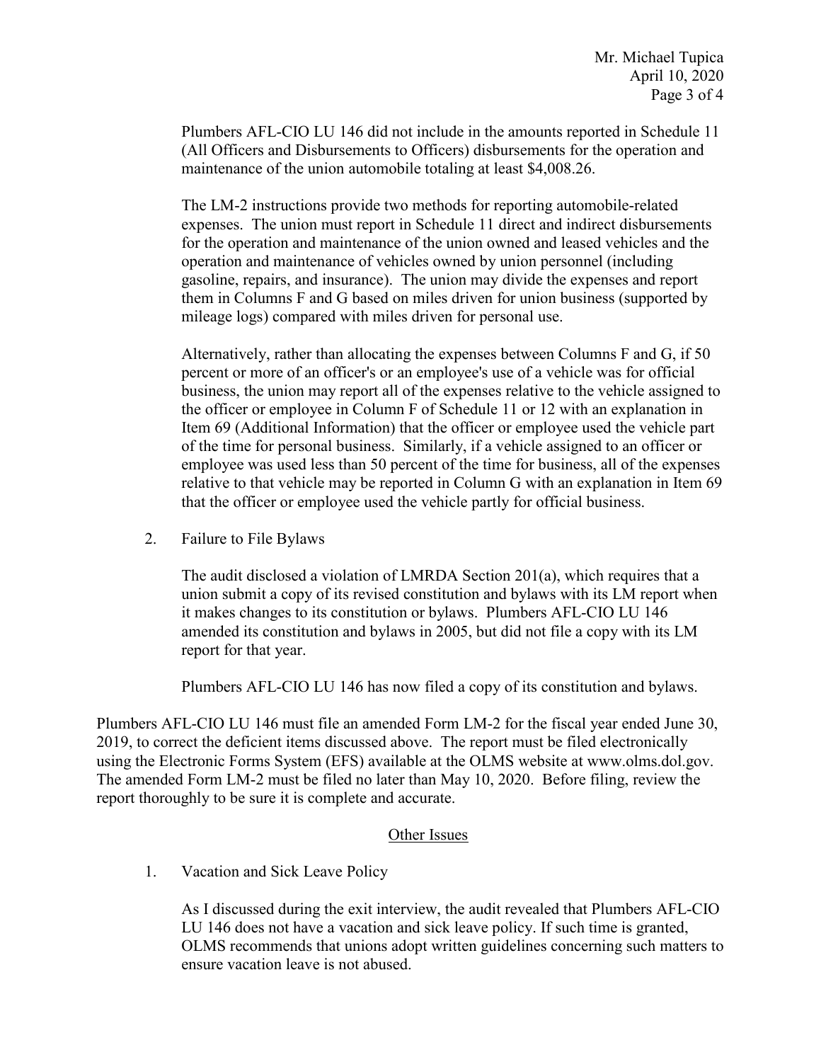Plumbers AFL-CIO LU 146 did not include in the amounts reported in Schedule 11 (All Officers and Disbursements to Officers) disbursements for the operation and maintenance of the union automobile totaling at least $4,008.26.

The LM-2 instructions provide two methods for reporting automobile-related expenses. The union must report in Schedule 11 direct and indirect disbursements for the operation and maintenance of the union owned and leased vehicles and the operation and maintenance of vehicles owned by union personnel (including gasoline, repairs, and insurance). The union may divide the expenses and report them in Columns F and G based on miles driven for union business (supported by mileage logs) compared with miles driven for personal use.

Alternatively, rather than allocating the expenses between Columns F and G, if 50 percent or more of an officer's or an employee's use of a vehicle was for official business, the union may report all of the expenses relative to the vehicle assigned to the officer or employee in Column F of Schedule 11 or 12 with an explanation in Item 69 (Additional Information) that the officer or employee used the vehicle part of the time for personal business. Similarly, if a vehicle assigned to an officer or employee was used less than 50 percent of the time for business, all of the expenses relative to that vehicle may be reported in Column G with an explanation in Item 69 that the officer or employee used the vehicle partly for official business.

2. Failure to File Bylaws

   The audit disclosed a violation of LMRDA Section 201(a), which requires that a union submit a copy of its revised constitution and bylaws with its LM report when it makes changes to its constitution or bylaws. Plumbers AFL-CIO LU 146 amended its constitution and bylaws in 2005, but did not file a copy with its LM report for that year.

   Plumbers AFL-CIO LU 146 has now filed a copy of its constitution and bylaws.

Plumbers AFL-CIO LU 146 must file an amended Form LM-2 for the fiscal year ended June 30, 2019, to correct the deficient items discussed above. The report must be filed electronically using the Electronic Forms System (EFS) available at the OLMS website at www.olms.dol.gov. The amended Form LM-2 must be filed no later than May 10, 2020. Before filing, review the report thoroughly to be sure it is complete and accurate.

## Other Issues

1. Vacation and Sick Leave Policy

   As I discussed during the exit interview, the audit revealed that Plumbers AFL-CIO LU 146 does not have a vacation and sick leave policy. If such time is granted, OLMS recommends that unions adopt written guidelines concerning such matters to ensure vacation leave is not abused.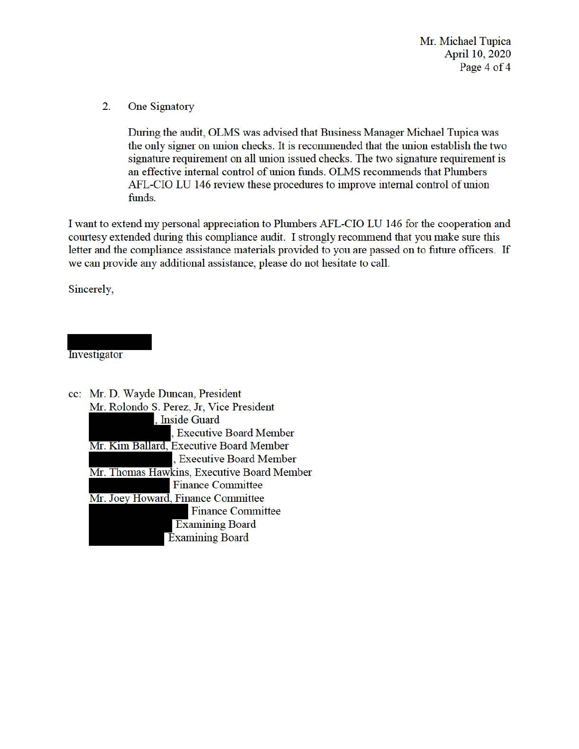2. One Signatory

   During the audit, OLMS was advised that Business Manager Michael Tupica was the only signer on union checks. It is recommended that the union establish the two signature requirement on all union issued checks. The two signature requirement is an effective internal control of union funds. OLMS recommends that Plumbers AFL-CIO LU 146 review these procedures to improve internal control of union funds.

I want to extend my personal appreciation to Plumbers AFL-CIO LU 146 for the cooperation and courtesy extended during this compliance audit. I strongly recommend that you make sure this letter and the compliance assistance materials provided to you are passed on to future officers. If we can provide any additional assistance, please do not hesitate to call.

Sincerely,

[REDACTED]
Investigator

cc: Mr. D. Wayde Duncan, President
Mr. Rolondo S. Perez, Jr, Vice President
[REDACTED], Inside Guard
[REDACTED], Executive Board Member
Mr. Kim Ballard, Executive Board Member
[REDACTED], Executive Board Member
Mr. Thomas Hawkins, Executive Board Member
[REDACTED] Finance Committee
Mr. Joey Howard, Finance Committee
[REDACTED] Finance Committee
[REDACTED] Examining Board
[REDACTED] Examining Board